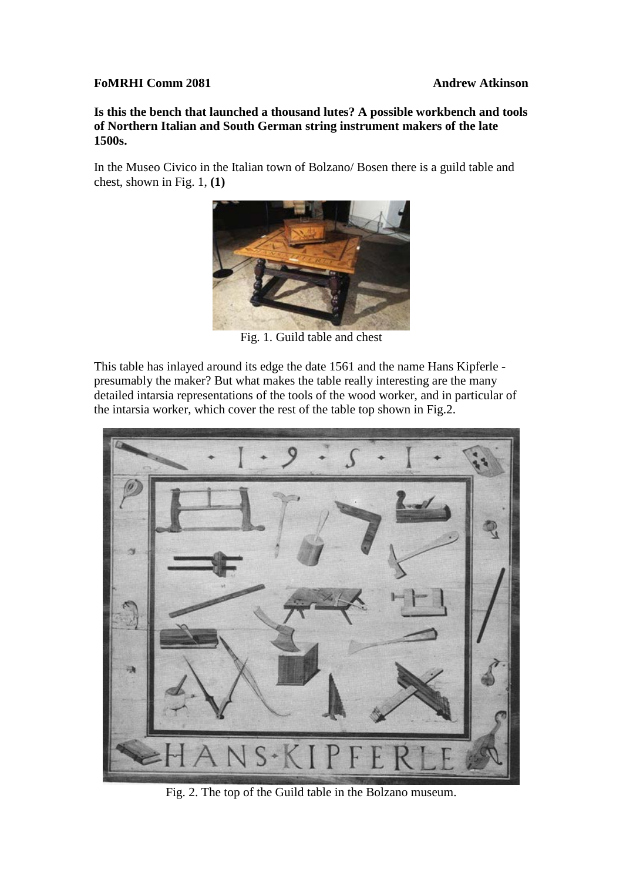**FoMRHI Comm 2081** **Andrew Atkinson**

**Is this the bench that launched a thousand lutes? A possible workbench and tools of Northern Italian and South German string instrument makers of the late 1500s.**

In the Museo Civico in the Italian town of Bolzano/ Bosen there is a guild table and chest, shown in Fig. 1, **(1)**

Fig. 1. Guild table and chest

This table has inlayed around its edge the date 1561 and the name Hans Kipferle - presumably the maker? But what makes the table really interesting are the many detailed intarsia representations of the tools of the wood worker, and in particular of the intarsia worker, which cover the rest of the table top shown in Fig.2.

Fig. 2. The top of the Guild table in the Bolzano museum.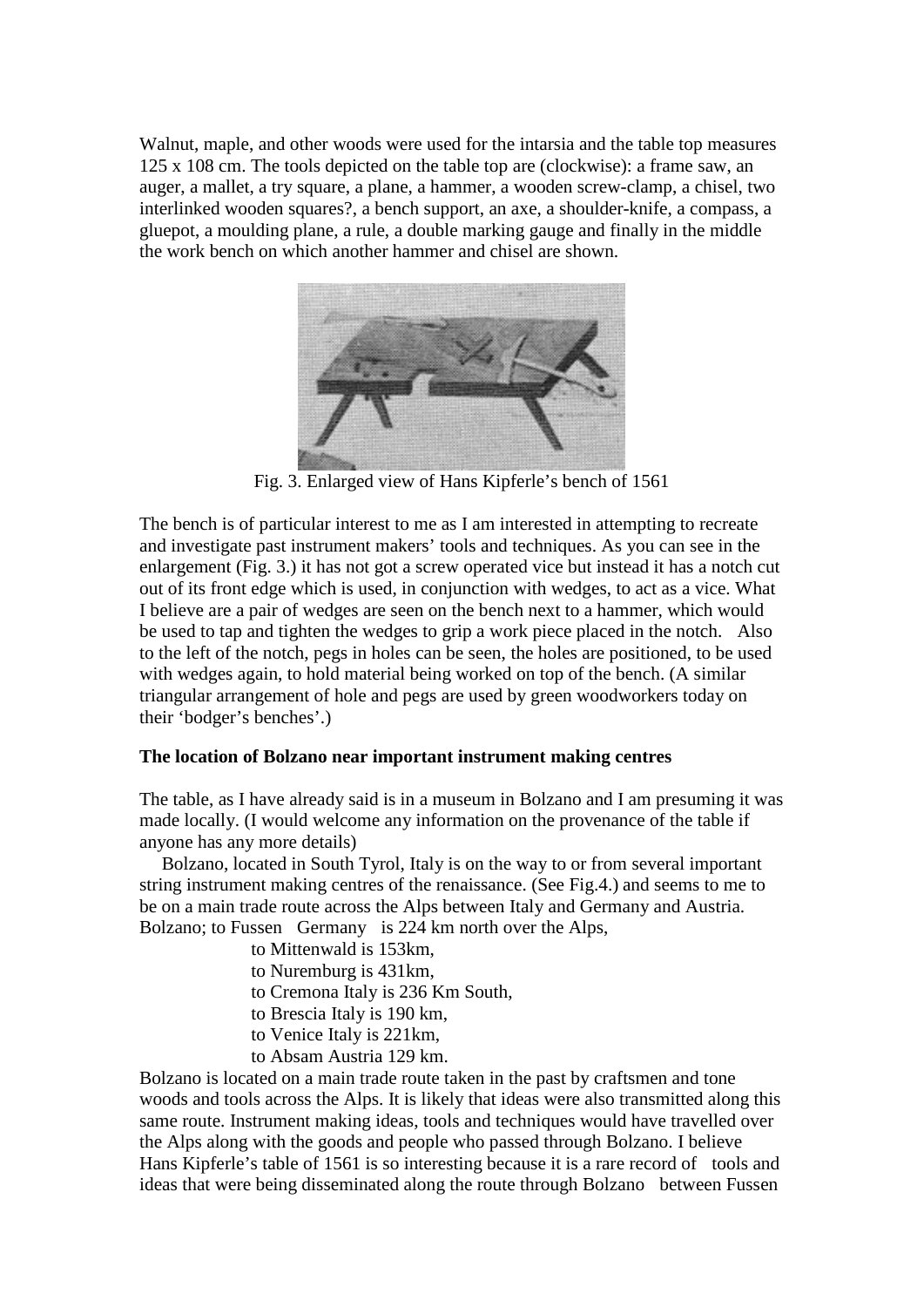Walnut, maple, and other woods were used for the intarsia and the table top measures 125 x 108 cm. The tools depicted on the table top are (clockwise): a frame saw, an auger, a mallet, a try square, a plane, a hammer, a wooden screw-clamp, a chisel, two interlinked wooden squares?, a bench support, an axe, a shoulder-knife, a compass, a gluepot, a moulding plane, a rule, a double marking gauge and finally in the middle the work bench on which another hammer and chisel are shown.

Fig. 3. Enlarged view of Hans Kipferle's bench of 1561

The bench is of particular interest to me as I am interested in attempting to recreate and investigate past instrument makers' tools and techniques. As you can see in the enlargement (Fig. 3.) it has not got a screw operated vice but instead it has a notch cut out of its front edge which is used, in conjunction with wedges, to act as a vice. What I believe are a pair of wedges are seen on the bench next to a hammer, which would be used to tap and tighten the wedges to grip a work piece placed in the notch. Also to the left of the notch, pegs in holes can be seen, the holes are positioned, to be used with wedges again, to hold material being worked on top of the bench. (A similar triangular arrangement of hole and pegs are used by green woodworkers today on their 'bodger's benches'.)

**The location of Bolzano near important instrument making centres**

The table, as I have already said is in a museum in Bolzano and I am presuming it was made locally. (I would welcome any information on the provenance of the table if anyone has any more details)

Bolzano, located in South Tyrol, Italy is on the way to or from several important string instrument making centres of the renaissance. (See Fig.4.) and seems to me to be on a main trade route across the Alps between Italy and Germany and Austria. Bolzano; to Fussen Germany is 224 km north over the Alps,

to Mittenwald is 153km,
to Nuremburg is 431km,
to Cremona Italy is 236 Km South,
to Brescia Italy is 190 km,
to Venice Italy is 221km,
to Absam Austria 129 km.

Bolzano is located on a main trade route taken in the past by craftsmen and tone woods and tools across the Alps. It is likely that ideas were also transmitted along this same route. Instrument making ideas, tools and techniques would have travelled over the Alps along with the goods and people who passed through Bolzano. I believe Hans Kipferle's table of 1561 is so interesting because it is a rare record of tools and ideas that were being disseminated along the route through Bolzano between Fussen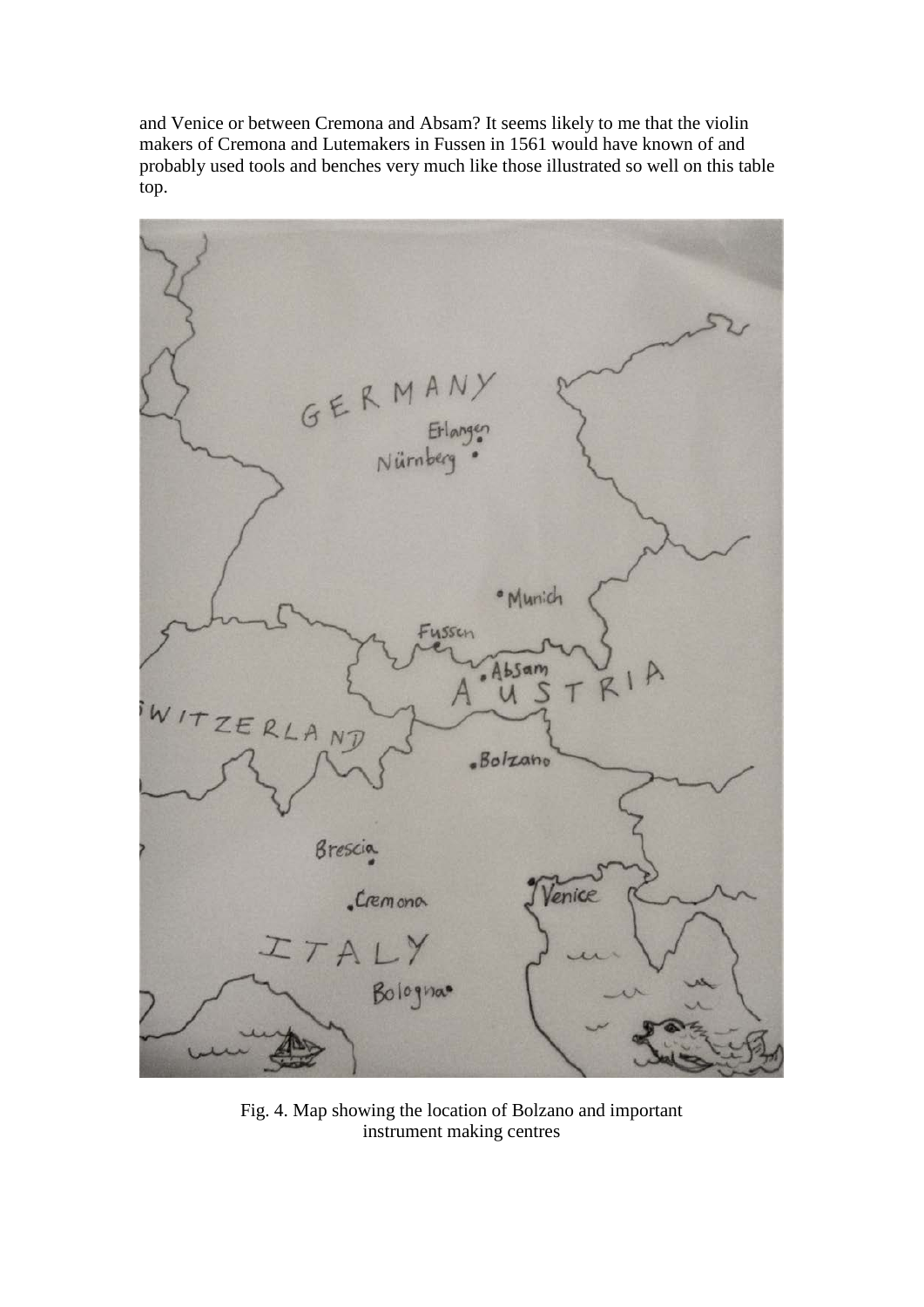and Venice or between Cremona and Absam? It seems likely to me that the violin makers of Cremona and Lutemakers in Fussen in 1561 would have known of and probably used tools and benches very much like those illustrated so well on this table top.

Fig. 4. Map showing the location of Bolzano and important instrument making centres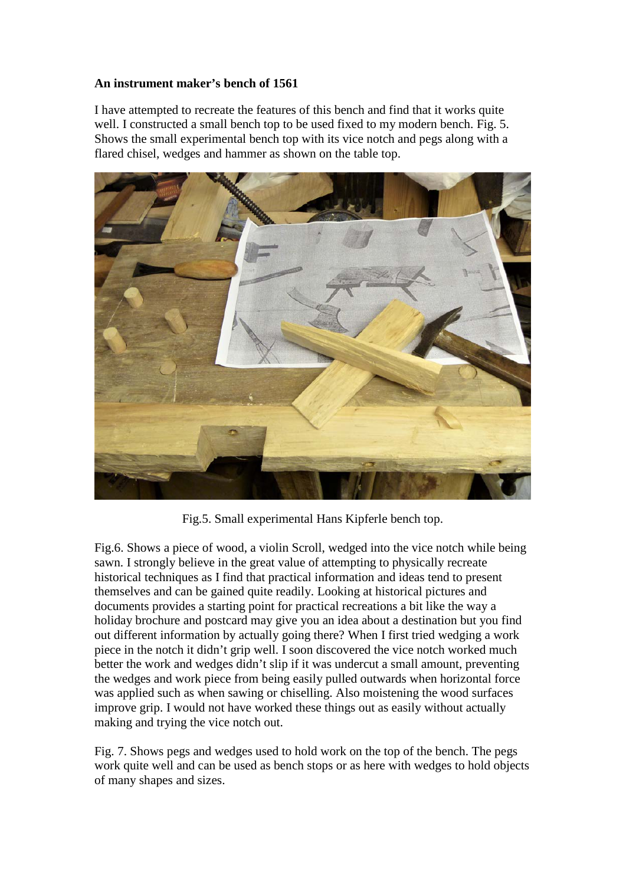**An instrument maker's bench of 1561**

I have attempted to recreate the features of this bench and find that it works quite well. I constructed a small bench top to be used fixed to my modern bench. Fig. 5. Shows the small experimental bench top with its vice notch and pegs along with a flared chisel, wedges and hammer as shown on the table top.

Fig.5. Small experimental Hans Kipferle bench top.

Fig.6. Shows a piece of wood, a violin Scroll, wedged into the vice notch while being sawn. I strongly believe in the great value of attempting to physically recreate historical techniques as I find that practical information and ideas tend to present themselves and can be gained quite readily. Looking at historical pictures and documents provides a starting point for practical recreations a bit like the way a holiday brochure and postcard may give you an idea about a destination but you find out different information by actually going there? When I first tried wedging a work piece in the notch it didn't grip well. I soon discovered the vice notch worked much better the work and wedges didn't slip if it was undercut a small amount, preventing the wedges and work piece from being easily pulled outwards when horizontal force was applied such as when sawing or chiselling. Also moistening the wood surfaces improve grip. I would not have worked these things out as easily without actually making and trying the vice notch out.

Fig. 7. Shows pegs and wedges used to hold work on the top of the bench. The pegs work quite well and can be used as bench stops or as here with wedges to hold objects of many shapes and sizes.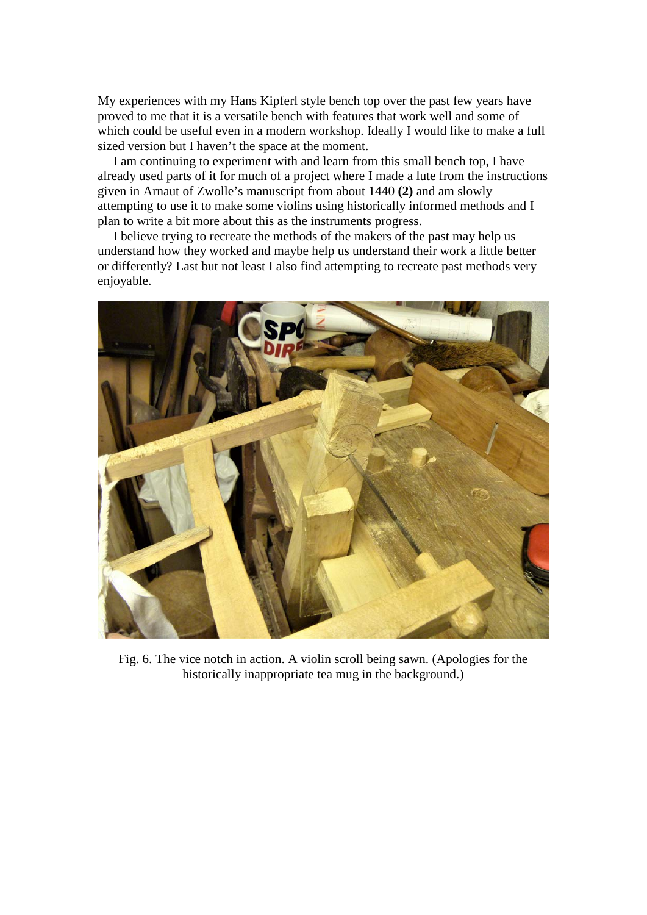My experiences with my Hans Kipferl style bench top over the past few years have proved to me that it is a versatile bench with features that work well and some of which could be useful even in a modern workshop. Ideally I would like to make a full sized version but I haven't the space at the moment.

I am continuing to experiment with and learn from this small bench top, I have already used parts of it for much of a project where I made a lute from the instructions given in Arnaut of Zwolle's manuscript from about 1440 **(2)** and am slowly attempting to use it to make some violins using historically informed methods and I plan to write a bit more about this as the instruments progress.

I believe trying to recreate the methods of the makers of the past may help us understand how they worked and maybe help us understand their work a little better or differently? Last but not least I also find attempting to recreate past methods very enjoyable.

Fig. 6. The vice notch in action. A violin scroll being sawn. (Apologies for the historically inappropriate tea mug in the background.)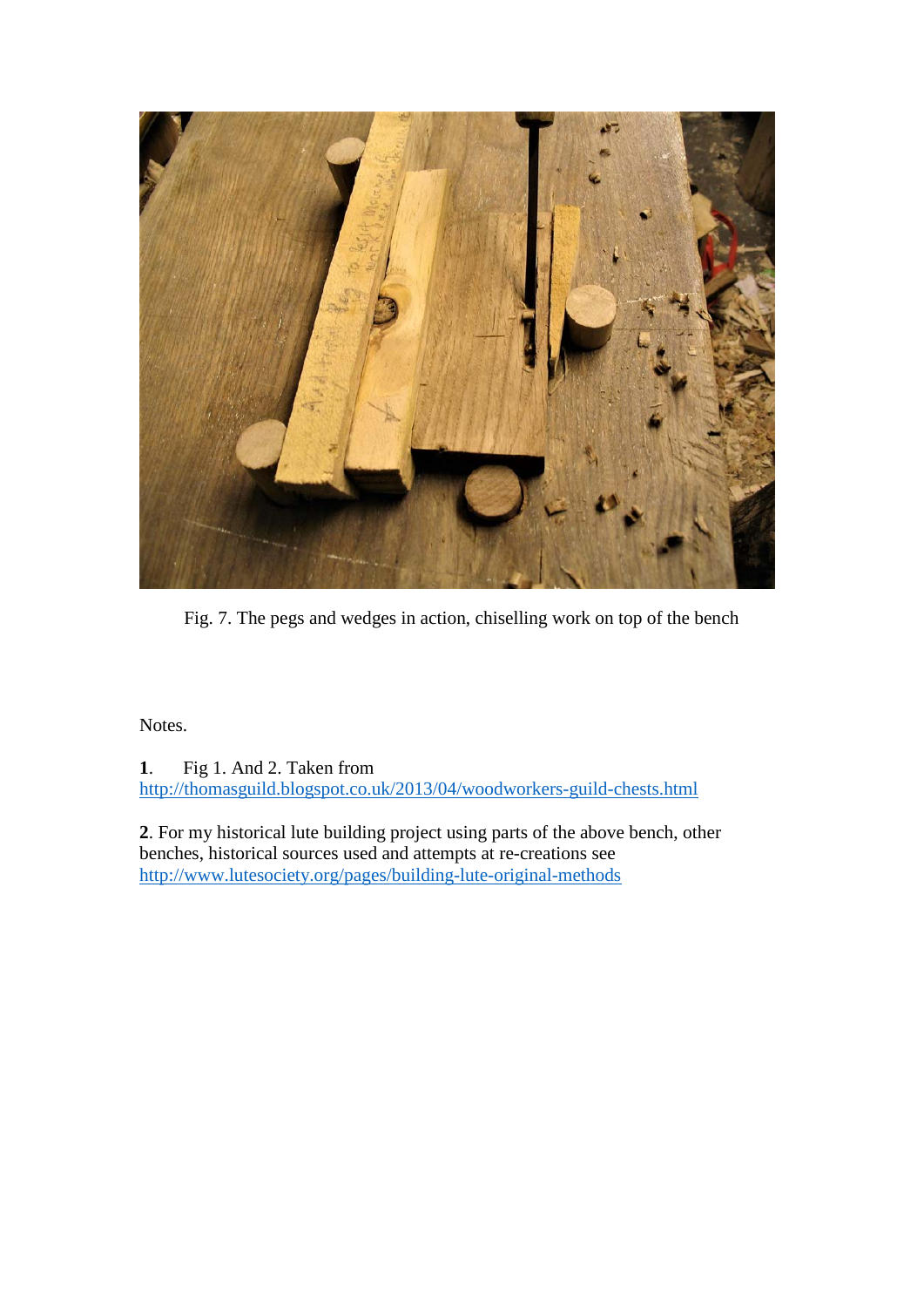Fig. 7. The pegs and wedges in action, chiselling work on top of the bench

Notes.

**1**. Fig 1. And 2. Taken from http://thomasguild.blogspot.co.uk/2013/04/woodworkers-guild-chests.html

**2**. For my historical lute building project using parts of the above bench, other benches, historical sources used and attempts at re-creations see http://www.lutesociety.org/pages/building-lute-original-methods